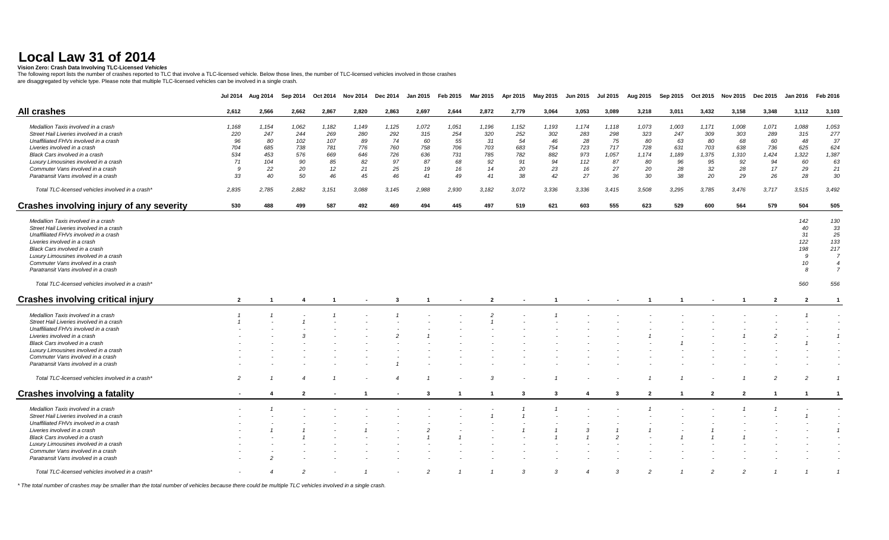# Local Law 31 of 2014

**Vision Zero: Crash Data Involving TLC-Licensed *Vehicles***

The following report lists the number of crashes reported to TLC that involve a TLC-licensed vehicle. Below those lines, the number of TLC-licensed vehicles involved in those crashes are disaggregated by vehicle type. Please note that multiple TLC-licensed vehicles can be involved in a single crash.

| | Jul 2014 | Aug 2014 | Sep 2014 | Oct 2014 | Nov 2014 | Dec 2014 | Jan 2015 | Feb 2015 | Mar 2015 | Apr 2015 | May 2015 | Jun 2015 | Jul 2015 | Aug 2015 | Sep 2015 | Oct 2015 | Nov 2015 | Dec 2015 | Jan 2016 | Feb 2016 |
|---|---|---|---|---|---|---|---|---|---|---|---|---|---|---|---|---|---|---|---|---|
| **All crashes** | **2,612** | **2,566** | **2,662** | **2,867** | **2,820** | **2,863** | **2,697** | **2,644** | **2,872** | **2,779** | **3,064** | **3,053** | **3,089** | **3,218** | **3,011** | **3,432** | **3,158** | **3,348** | **3,112** | **3,103** |
| *Medallion Taxis involved in a crash* | *1,168* | *1,154* | *1,062* | *1,182* | *1,149* | *1,125* | *1,072* | *1,051* | *1,196* | *1,152* | *1,193* | *1,174* | *1,118* | *1,073* | *1,003* | *1,171* | *1,008* | *1,071* | *1,088* | *1,053* |
| *Street Hail Liveries involved in a crash* | *220* | *247* | *244* | *269* | *280* | *292* | *315* | *254* | *320* | *252* | *302* | *283* | *298* | *323* | *247* | *309* | *303* | *289* | *315* | *277* |
| *Unaffiliated FHVs involved in a crash* | *96* | *80* | *102* | *107* | *89* | *74* | *60* | *55* | *31* | *54* | *46* | *28* | *75* | *80* | *63* | *80* | *68* | *60* | *48* | *37* |
| *Liveries involved in a crash* | *704* | *685* | *738* | *781* | *776* | *760* | *758* | *706* | *703* | *683* | *754* | *723* | *717* | *728* | *631* | *703* | *638* | *736* | *625* | *624* |
| *Black Cars involved in a crash* | *534* | *453* | *576* | *669* | *646* | *726* | *636* | *731* | *785* | *782* | *882* | *973* | *1,057* | *1,174* | *1,189* | *1,375* | *1,310* | *1,424* | *1,322* | *1,387* |
| *Luxury Limousines involved in a crash* | *71* | *104* | *90* | *85* | *82* | *97* | *87* | *68* | *92* | *91* | *94* | *112* | *87* | *80* | *96* | *95* | *92* | *94* | *60* | *63* |
| *Commuter Vans involved in a crash* | *9* | *22* | *20* | *12* | *21* | *25* | *19* | *16* | *14* | *20* | *23* | *16* | *27* | *20* | *28* | *32* | *28* | *17* | *29* | *21* |
| *Paratransit Vans involved in a crash* | *33* | *40* | *50* | *46* | *45* | *46* | *41* | *49* | *41* | *38* | *42* | *27* | *36* | *30* | *38* | *20* | *29* | *26* | *28* | *30* |
| *Total TLC-licensed vehicles involved in a crash** | *2,835* | *2,785* | *2,882* | *3,151* | *3,088* | *3,145* | *2,988* | *2,930* | *3,182* | *3,072* | *3,336* | *3,336* | *3,415* | *3,508* | *3,295* | *3,785* | *3,476* | *3,717* | *3,515* | *3,492* |
| **Crashes involving injury of any severity** | **530** | **488** | **499** | **587** | **492** | **469** | **494** | **445** | **497** | **519** | **621** | **603** | **555** | **623** | **529** | **600** | **564** | **579** | **504** | **505** |
| *Medallion Taxis involved in a crash* | | | | | | | | | | | | | | | | | | | *142* | *130* |
| *Street Hail Liveries involved in a crash* | | | | | | | | | | | | | | | | | | | *40* | *33* |
| *Unaffiliated FHVs involved in a crash* | | | | | | | | | | | | | | | | | | | *31* | *25* |
| *Liveries involved in a crash* | | | | | | | | | | | | | | | | | | | *122* | *133* |
| *Black Cars involved in a crash* | | | | | | | | | | | | | | | | | | | *198* | *217* |
| *Luxury Limousines involved in a crash* | | | | | | | | | | | | | | | | | | | *9* | *7* |
| *Commuter Vans involved in a crash* | | | | | | | | | | | | | | | | | | | *10* | *4* |
| *Paratransit Vans involved in a crash* | | | | | | | | | | | | | | | | | | | *8* | *7* |
| *Total TLC-licensed vehicles involved in a crash** | | | | | | | | | | | | | | | | | | | *560* | *556* |
| **Crashes involving critical injury** | **2** | **1** | **4** | **1** | **-** | **3** | **1** | **-** | **2** | **-** | **1** | **-** | **-** | **1** | **1** | **-** | **1** | **2** | **2** | **1** |
| *Medallion Taxis involved in a crash* | *1* | *1* | *-* | *1* | *-* | *1* | *-* | *-* | *2* | *-* | *1* | *-* | *-* | *-* | *-* | *-* | *-* | *-* | *1* | *-* |
| *Street Hail Liveries involved in a crash* | *1* | *-* | *1* | *-* | *-* | *-* | *-* | *-* | *1* | *-* | *-* | *-* | *-* | *-* | *-* | *-* | *-* | *-* | *-* | *-* |
| *Unaffiliated FHVs involved in a crash* | *-* | *-* | *-* | *-* | *-* | *-* | *-* | *-* | *-* | *-* | *-* | *-* | *-* | *-* | *-* | *-* | *-* | *-* | *-* | *-* |
| *Liveries involved in a crash* | *-* | *-* | *3* | *-* | *-* | *2* | *1* | *-* | *-* | *-* | *-* | *-* | *-* | *1* | *-* | *-* | *1* | *2* | *-* | *1* |
| *Black Cars involved in a crash* | *-* | *-* | *-* | *-* | *-* | *-* | *-* | *-* | *-* | *-* | *-* | *-* | *-* | *-* | *1* | *-* | *-* | *-* | *1* | *-* |
| *Luxury Limousines involved in a crash* | *-* | *-* | *-* | *-* | *-* | *-* | *-* | *-* | *-* | *-* | *-* | *-* | *-* | *-* | *-* | *-* | *-* | *-* | *-* | *-* |
| *Commuter Vans involved in a crash* | *-* | *-* | *-* | *-* | *-* | *-* | *-* | *-* | *-* | *-* | *-* | *-* | *-* | *-* | *-* | *-* | *-* | *-* | *-* | *-* |
| *Paratransit Vans involved in a crash* | *-* | *-* | *-* | *-* | *-* | *1* | *-* | *-* | *-* | *-* | *-* | *-* | *-* | *-* | *-* | *-* | *-* | *-* | *-* | *-* |
| *Total TLC-licensed vehicles involved in a crash** | *2* | *1* | *4* | *1* | *-* | *4* | *1* | *-* | *3* | *-* | *1* | *-* | *-* | *1* | *1* | *-* | *1* | *2* | *2* | *1* |
| **Crashes involving a fatality** | **-** | **4** | **2** | **-** | **1** | **-** | **3** | **1** | **1** | **3** | **3** | **4** | **3** | **2** | **1** | **2** | **2** | **1** | **1** | **1** |
| *Medallion Taxis involved in a crash* | *-* | *1* | *-* | *-* | *-* | *-* | *-* | *-* | *-* | *1* | *1* | *-* | *-* | *1* | *-* | *-* | *1* | *1* | *-* | *-* |
| *Street Hail Liveries involved in a crash* | *-* | *-* | *-* | *-* | *-* | *-* | *-* | *-* | *1* | *1* | *-* | *-* | *-* | *-* | *-* | *-* | *-* | *-* | *1* | *-* |
| *Unaffiliated FHVs involved in a crash* | *-* | *-* | *-* | *-* | *-* | *-* | *-* | *-* | *-* | *-* | *-* | *-* | *-* | *-* | *-* | *-* | *-* | *-* | *-* | *-* |
| *Liveries involved in a crash* | *-* | *1* | *1* | *-* | *1* | *-* | *2* | *-* | *-* | *1* | *1* | *3* | *1* | *1* | *-* | *1* | *-* | *-* | *-* | *1* |
| *Black Cars involved in a crash* | *-* | *-* | *1* | *-* | *-* | *-* | *1* | *1* | *-* | *-* | *1* | *1* | *2* | *-* | *1* | *1* | *1* | *-* | *-* | *-* |
| *Luxury Limousines involved in a crash* | *-* | *-* | *-* | *-* | *-* | *-* | *-* | *-* | *-* | *-* | *-* | *-* | *-* | *-* | *-* | *-* | *-* | *-* | *-* | *-* |
| *Commuter Vans involved in a crash* | *-* | *-* | *-* | *-* | *-* | *-* | *-* | *-* | *-* | *-* | *-* | *-* | *-* | *-* | *-* | *-* | *-* | *-* | *-* | *-* |
| *Paratransit Vans involved in a crash* | *-* | *2* | *-* | *-* | *-* | *-* | *-* | *-* | *-* | *-* | *-* | *-* | *-* | *-* | *-* | *-* | *-* | *-* | *-* | *-* |
| *Total TLC-licensed vehicles involved in a crash** | *-* | *4* | *2* | *-* | *1* | *-* | *2* | *1* | *1* | *3* | *3* | *4* | *3* | *2* | *1* | *2* | *2* | *1* | *1* | *1* |

*\* The total number of crashes may be smaller than the total number of vehicles because there could be multiple TLC vehicles involved in a single crash.*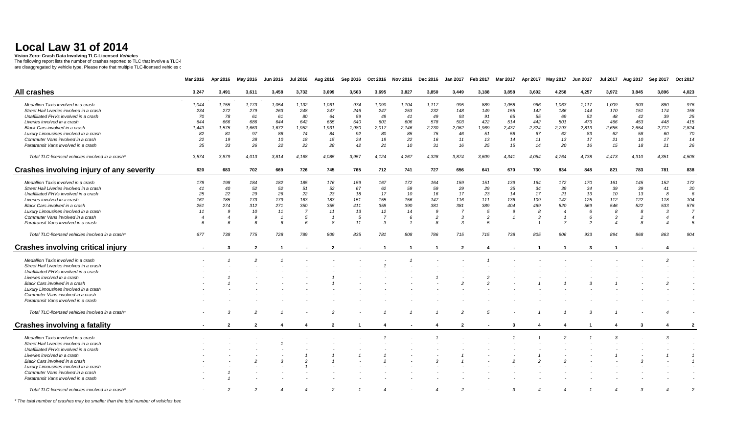# Local Law 31 of 2014

**Vision Zero: Crash Data Involving TLC-Licensed *Vehicles***

The following report lists the number of crashes reported to TLC that involve a TLC-l
are disaggregated by vehicle type. Please note that multiple TLC-licensed vehicles c

| | Mar 2016 | Apr 2016 | May 2016 | Jun 2016 | Jul 2016 | Aug 2016 | Sep 2016 | Oct 2016 | Nov 2016 | Dec 2016 | Jan 2017 | Feb 2017 | Mar 2017 | Apr 2017 | May 2017 | Jun 2017 | Jul 2017 | Aug 2017 | Sep 2017 | Oct 2017 |
|---|---|---|---|---|---|---|---|---|---|---|---|---|---|---|---|---|---|---|---|---|
| **All crashes** | **3,247** | **3,491** | **3,611** | **3,458** | **3,732** | **3,699** | **3,563** | **3,695** | **3,827** | **3,850** | **3,449** | **3,188** | **3,858** | **3,602** | **4,258** | **4,257** | **3,972** | **3,845** | **3,896** | **4,023** |
| *Medallion Taxis involved in a crash* | *1,044* | *1,155* | *1,173* | *1,054* | *1,132* | *1,061* | *974* | *1,090* | *1,104* | *1,117* | *995* | *889* | *1,058* | *966* | *1,063* | *1,117* | *1,009* | *903* | *880* | *976* |
| *Street Hail Liveries involved in a crash* | *234* | *272* | *279* | *263* | *248* | *247* | *246* | *247* | *253* | *232* | *148* | *149* | *155* | *142* | *186* | *144* | *170* | *151* | *174* | *158* |
| *Unaffiliated FHVs involved in a crash* | *70* | *78* | *61* | *61* | *80* | *64* | *59* | *49* | *41* | *49* | *93* | *91* | *65* | *55* | *69* | *52* | *48* | *42* | *39* | *25* |
| *Liveries involved in a crash* | *644* | *666* | *686* | *644* | *642* | *655* | *540* | *601* | *606* | *578* | *503* | *422* | *514* | *442* | *501* | *473* | *466* | *453* | *448* | *415* |
| *Black Cars involved in a crash* | *1,443* | *1,575* | *1,663* | *1,672* | *1,952* | *1,931* | *1,980* | *2,017* | *2,146* | *2,230* | *2,062* | *1,969* | *2,437* | *2,324* | *2,793* | *2,813* | *2,655* | *2,654* | *2,712* | *2,824* |
| *Luxury Limousines involved in a crash* | *82* | *81* | *97* | *88* | *74* | *84* | *92* | *80* | *85* | *75* | *46* | *51* | *58* | *67* | *62* | *83* | *62* | *58* | *60* | *70* |
| *Commuter Vans involved in a crash* | *22* | *19* | *28* | *10* | *18* | *15* | *24* | *19* | *22* | *16* | *11* | *13* | *14* | *11* | *13* | *17* | *21* | *10* | *17* | *14* |
| *Paratransit Vans involved in a crash* | *35* | *33* | *26* | *22* | *22* | *28* | *42* | *21* | *10* | *31* | *16* | *25* | *15* | *14* | *20* | *16* | *15* | *18* | *21* | *26* |
| *Total TLC-licensed vehicles involved in a crash** | *3,574* | *3,879* | *4,013* | *3,814* | *4,168* | *4,085* | *3,957* | *4,124* | *4,267* | *4,328* | *3,874* | *3,609* | *4,341* | *4,054* | *4,764* | *4,738* | *4,473* | *4,310* | *4,351* | *4,508* |
| **Crashes involving injury of any severity** | **620** | **683** | **702** | **669** | **726** | **745** | **765** | **712** | **741** | **727** | **656** | **641** | **670** | **730** | **834** | **848** | **821** | **783** | **781** | **838** |
| *Medallion Taxis involved in a crash* | *178* | *198* | *184* | *182* | *185* | *176* | *159* | *167* | *172* | *164* | *159* | *151* | *139* | *164* | *172* | *170* | *161* | *145* | *152* | *172* |
| *Street Hail Liveries involved in a crash* | *41* | *40* | *52* | *52* | *51* | *52* | *67* | *62* | *59* | *59* | *29* | *29* | *35* | *34* | *39* | *34* | *39* | *39* | *41* | *30* |
| *Unaffiliated FHVs involved in a crash* | *25* | *22* | *29* | *26* | *22* | *23* | *18* | *17* | *10* | *16* | *17* | *23* | *14* | *17* | *21* | *13* | *10* | *13* | *8* | *6* |
| *Liveries involved in a crash* | *161* | *185* | *173* | *179* | *163* | *183* | *151* | *155* | *156* | *147* | *116* | *111* | *136* | *109* | *142* | *125* | *112* | *122* | *118* | *104* |
| *Black Cars involved in a crash* | *251* | *274* | *312* | *271* | *350* | *355* | *411* | *358* | *390* | *381* | *381* | *389* | *404* | *469* | *520* | *569* | *546* | *522* | *533* | *576* |
| *Luxury Limousines involved in a crash* | *11* | *9* | *10* | *11* | *7* | *11* | *13* | *12* | *14* | *9* | *7* | *5* | *9* | *8* | *4* | *6* | *8* | *8* | *3* | *7* |
| *Commuter Vans involved in a crash* | *4* | *4* | *9* | *1* | *5* | *1* | *5* | *7* | *6* | *2* | *3* | *2* | *1* | *3* | *1* | *6* | *3* | *2* | *4* | *4* |
| *Paratransit Vans involved in a crash* | *6* | *6* | *6* | *6* | *6* | *8* | *11* | *3* | *1* | *8* | *3* | *5* | - | *1* | *7* | *2* | *4* | *8* | *4* | *5* |
| *Total TLC-licensed vehicles involved in a crash** | *677* | *738* | *775* | *728* | *789* | *809* | *835* | *781* | *808* | *786* | *715* | *715* | *738* | *805* | *906* | *933* | *894* | *868* | *863* | *904* |
| **Crashes involving critical injury** | **-** | **3** | **2** | **1** | **-** | **2** | **-** | **1** | **1** | **1** | **2** | **4** | **-** | **1** | **1** | **3** | **1** | **-** | **4** | **-** |
| *Medallion Taxis involved in a crash* | - | *1* | *2* | *1* | - | - | - | - | *1* | - | - | *1* | - | - | - | - | - | - | *2* | - |
| *Street Hail Liveries involved in a crash* | - | - | - | - | - | - | - | *1* | - | - | - | - | - | - | - | - | - | - | - | - |
| *Unaffiliated FHVs involved in a crash* | - | - | - | - | - | - | - | - | - | - | - | - | - | - | - | - | - | - | - | - |
| *Liveries involved in a crash* | - | *1* | - | - | - | *1* | - | - | - | *1* | - | *2* | - | - | - | - | - | - | - | - |
| *Black Cars involved in a crash* | - | *1* | - | - | - | *1* | - | - | - | - | *2* | *2* | - | *1* | *1* | *3* | *1* | - | *2* | - |
| *Luxury Limousines involved in a crash* | - | - | - | - | - | - | - | - | - | - | - | - | - | - | - | - | - | - | - | - |
| *Commuter Vans involved in a crash* | - | - | - | - | - | - | - | - | - | - | - | - | - | - | - | - | - | - | - | - |
| *Paratransit Vans involved in a crash* | - | - | - | - | - | - | - | - | - | - | - | - | - | - | - | - | - | - | - | - |
| *Total TLC-licensed vehicles involved in a crash** | - | *3* | *2* | *1* | - | *2* | - | *1* | *1* | *1* | *2* | *5* | - | *1* | *1* | *3* | *1* | - | *4* | - |
| **Crashes involving a fatality** | **-** | **2** | **2** | **4** | **4** | **2** | **1** | **4** | **-** | **4** | **2** | **-** | **3** | **4** | **4** | **1** | **4** | **3** | **4** | **2** |
| *Medallion Taxis involved in a crash* | - | - | - | - | - | - | - | *1* | - | *1* | - | - | *1* | *1* | *2* | *1* | *3* | - | *3* | - |
| *Street Hail Liveries involved in a crash* | - | - | - | *1* | - | - | - | - | - | - | - | - | - | - | - | - | - | - | - | - |
| *Unaffiliated FHVs involved in a crash* | - | - | - | - | - | - | - | - | - | - | - | - | - | - | - | - | - | - | - | - |
| *Liveries involved in a crash* | - | - | - | - | *1* | *1* | *1* | *1* | - | - | *1* | - | - | *1* | - | - | *1* | - | *1* | *1* |
| *Black Cars involved in a crash* | - | - | *2* | *3* | *2* | *1* | - | *2* | - | *3* | *1* | - | *2* | *2* | *2* | - | - | *3* | - | *1* |
| *Luxury Limousines involved in a crash* | - | - | - | - | *1* | - | - | - | - | - | - | - | - | - | - | - | - | - | - | - |
| *Commuter Vans involved in a crash* | - | *1* | - | - | - | - | - | - | - | - | - | - | - | - | - | - | - | - | - | - |
| *Paratransit Vans involved in a crash* | - | *1* | - | - | - | - | - | - | - | - | - | - | - | - | - | - | - | - | - | - |
| *Total TLC-licensed vehicles involved in a crash** | - | *2* | *2* | *4* | *4* | *2* | *1* | *4* | - | *4* | *2* | - | *3* | *4* | *4* | *1* | *4* | *3* | *4* | *2* |

*\* The total number of crashes may be smaller than the total number of vehicles bec*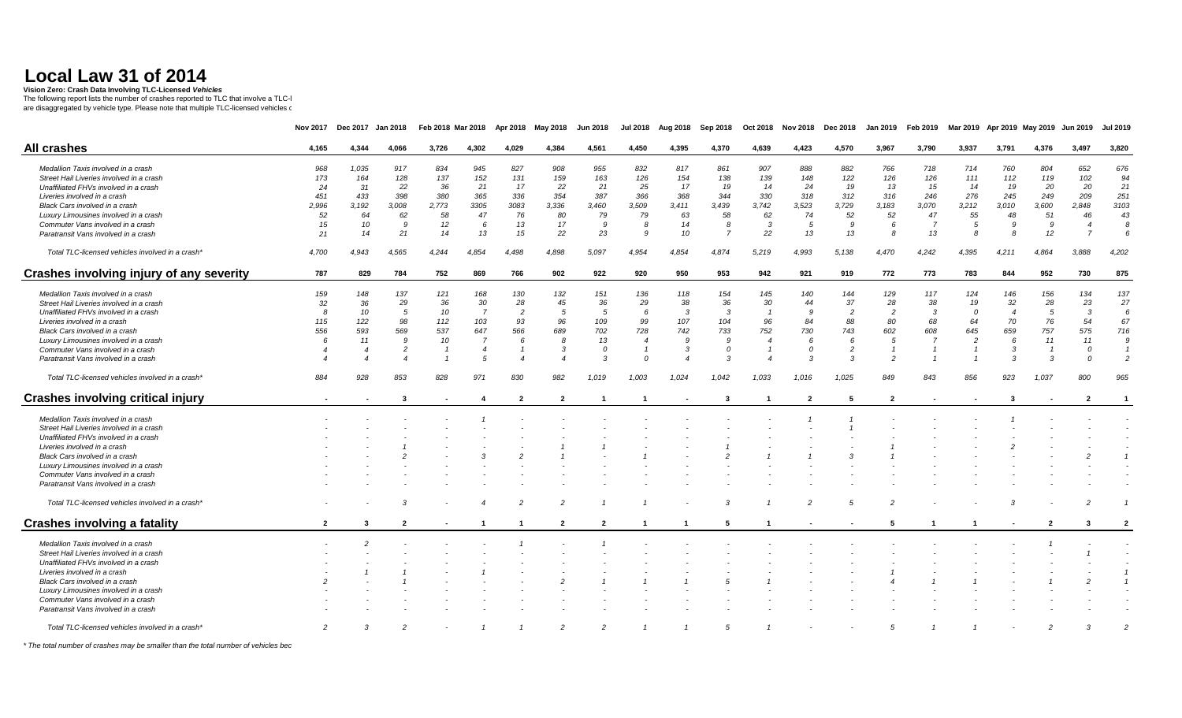# Local Law 31 of 2014

**Vision Zero: Crash Data Involving TLC-Licensed *Vehicles***

The following report lists the number of crashes reported to TLC that involve a TLC-l
are disaggregated by vehicle type. Please note that multiple TLC-licensed vehicles c

| | Nov 2017 | Dec 2017 | Jan 2018 | Feb 2018 | Mar 2018 | Apr 2018 | May 2018 | Jun 2018 | Jul 2018 | Aug 2018 | Sep 2018 | Oct 2018 | Nov 2018 | Dec 2018 | Jan 2019 | Feb 2019 | Mar 2019 | Apr 2019 | May 2019 | Jun 2019 | Jul 2019 |
|---|---|---|---|---|---|---|---|---|---|---|---|---|---|---|---|---|---|---|---|---|---|
| **All crashes** | **4,165** | **4,344** | **4,066** | **3,726** | **4,302** | **4,029** | **4,384** | **4,561** | **4,450** | **4,395** | **4,370** | **4,639** | **4,423** | **4,570** | **3,967** | **3,790** | **3,937** | **3,791** | **4,376** | **3,497** | **3,820** |
| *Medallion Taxis involved in a crash* | *968* | *1,035* | *917* | *834* | *945* | *827* | *908* | *955* | *832* | *817* | *861* | *907* | *888* | *882* | *766* | *718* | *714* | *760* | *804* | *652* | *676* |
| *Street Hail Liveries involved in a crash* | *173* | *164* | *128* | *137* | *152* | *131* | *159* | *163* | *126* | *154* | *138* | *139* | *148* | *122* | *126* | *126* | *111* | *112* | *119* | *102* | *94* |
| *Unaffiliated FHVs involved in a crash* | *24* | *31* | *22* | *36* | *21* | *17* | *22* | *21* | *25* | *17* | *19* | *14* | *24* | *19* | *13* | *15* | *14* | *19* | *20* | *20* | *21* |
| *Liveries involved in a crash* | *451* | *433* | *398* | *380* | *365* | *336* | *354* | *387* | *366* | *368* | *344* | *330* | *318* | *312* | *316* | *246* | *276* | *245* | *249* | *209* | *251* |
| *Black Cars involved in a crash* | *2,996* | *3,192* | *3,008* | *2,773* | *3305* | *3083* | *3,336* | *3,460* | *3,509* | *3,411* | *3,439* | *3,742* | *3,523* | *3,729* | *3,183* | *3,070* | *3,212* | *3,010* | *3,600* | *2,848* | *3103* |
| *Luxury Limousines involved in a crash* | *52* | *64* | *62* | *58* | *47* | *76* | *80* | *79* | *79* | *63* | *58* | *62* | *74* | *52* | *52* | *47* | *55* | *48* | *51* | *46* | *43* |
| *Commuter Vans involved in a crash* | *15* | *10* | *9* | *12* | *6* | *13* | *17* | *9* | *8* | *14* | *8* | *3* | *5* | *9* | *6* | *7* | *5* | *9* | *9* | *4* | *8* |
| *Paratransit Vans involved in a crash* | *21* | *14* | *21* | *14* | *13* | *15* | *22* | *23* | *9* | *10* | *7* | *22* | *13* | *13* | *8* | *13* | *8* | *8* | *12* | *7* | *6* |
| *Total TLC-licensed vehicles involved in a crash** | *4,700* | *4,943* | *4,565* | *4,244* | *4,854* | *4,498* | *4,898* | *5,097* | *4,954* | *4,854* | *4,874* | *5,219* | *4,993* | *5,138* | *4,470* | *4,242* | *4,395* | *4,211* | *4,864* | *3,888* | *4,202* |
| **Crashes involving injury of any severity** | **787** | **829** | **784** | **752** | **869** | **766** | **902** | **922** | **920** | **950** | **953** | **942** | **921** | **919** | **772** | **773** | **783** | **844** | **952** | **730** | **875** |
| *Medallion Taxis involved in a crash* | *159* | *148* | *137* | *121* | *168* | *130* | *132* | *151* | *136* | *118* | *154* | *145* | *140* | *144* | *129* | *117* | *124* | *146* | *156* | *134* | *137* |
| *Street Hail Liveries involved in a crash* | *32* | *36* | *29* | *36* | *30* | *28* | *45* | *36* | *29* | *38* | *36* | *30* | *44* | *37* | *28* | *38* | *19* | *32* | *28* | *23* | *27* |
| *Unaffiliated FHVs involved in a crash* | *8* | *10* | *5* | *10* | *7* | *2* | *5* | *5* | *6* | *3* | *3* | *1* | *9* | *2* | *2* | *3* | *0* | *4* | *5* | *3* | *6* |
| *Liveries involved in a crash* | *115* | *122* | *98* | *112* | *103* | *93* | *96* | *109* | *99* | *107* | *104* | *96* | *84* | *88* | *80* | *68* | *64* | *70* | *76* | *54* | *67* |
| *Black Cars involved in a crash* | *556* | *593* | *569* | *537* | *647* | *566* | *689* | *702* | *728* | *742* | *733* | *752* | *730* | *743* | *602* | *608* | *645* | *659* | *757* | *575* | *716* |
| *Luxury Limousines involved in a crash* | *6* | *11* | *9* | *10* | *7* | *6* | *8* | *13* | *4* | *9* | *9* | *4* | *6* | *6* | *5* | *7* | *2* | *6* | *11* | *11* | *9* |
| *Commuter Vans involved in a crash* | *4* | *4* | *2* | *1* | *4* | *1* | *3* | *0* | *1* | *3* | *0* | *1* | *0* | *2* | *1* | *1* | *1* | *3* | *1* | *0* | *1* |
| *Paratransit Vans involved in a crash* | *4* | *4* | *4* | *1* | *5* | *4* | *4* | *3* | *0* | *4* | *3* | *4* | *3* | *3* | *2* | *1* | *1* | *3* | *3* | *0* | *2* |
| *Total TLC-licensed vehicles involved in a crash** | *884* | *928* | *853* | *828* | *971* | *830* | *982* | *1,019* | *1,003* | *1,024* | *1,042* | *1,033* | *1,016* | *1,025* | *849* | *843* | *856* | *923* | *1,037* | *800* | *965* |
| **Crashes involving critical injury** | **-** | **-** | **3** | **-** | **4** | **2** | **2** | **1** | **1** | **-** | **3** | **1** | **2** | **5** | **2** | **-** | **-** | **3** | **-** | **2** | **1** |
| *Medallion Taxis involved in a crash* | - | - | - | - | *1* | - | - | - | - | - | - | - | *1* | *1* | - | - | - | *1* | - | - | - |
| *Street Hail Liveries involved in a crash* | - | - | - | - | - | - | - | - | - | - | - | - | - | *1* | - | - | - | - | - | - | - |
| *Unaffiliated FHVs involved in a crash* | - | - | - | - | - | - | - | - | - | - | - | - | - | - | - | - | - | - | - | - | - |
| *Liveries involved in a crash* | - | - | *1* | - | - | - | *1* | *1* | - | - | *1* | - | - | - | *1* | - | - | *2* | - | - | - |
| *Black Cars involved in a crash* | - | - | *2* | - | *3* | *2* | *1* | - | *1* | - | *2* | *1* | *1* | *3* | *1* | - | - | - | - | *2* | *1* |
| *Luxury Limousines involved in a crash* | - | - | - | - | - | - | - | - | - | - | - | - | - | - | - | - | - | - | - | - | - |
| *Commuter Vans involved in a crash* | - | - | - | - | - | - | - | - | - | - | - | - | - | - | - | - | - | - | - | - | - |
| *Paratransit Vans involved in a crash* | - | - | - | - | - | - | - | - | - | - | - | - | - | - | - | - | - | - | - | - | - |
| *Total TLC-licensed vehicles involved in a crash** | - | - | *3* | - | *4* | *2* | *2* | *1* | *1* | - | *3* | *1* | *2* | *5* | *2* | - | - | *3* | - | *2* | *1* |
| **Crashes involving a fatality** | **2** | **3** | **2** | **-** | **1** | **1** | **2** | **2** | **1** | **1** | **5** | **1** | **-** | **-** | **5** | **1** | **1** | **-** | **2** | **3** | **2** |
| *Medallion Taxis involved in a crash* | - | *2* | - | - | - | *1* | - | *1* | - | - | - | - | - | - | - | - | - | - | *1* | - | - |
| *Street Hail Liveries involved in a crash* | - | - | - | - | - | - | - | - | - | - | - | - | - | - | - | - | - | - | - | *1* | - |
| *Unaffiliated FHVs involved in a crash* | - | - | - | - | - | - | - | - | - | - | - | - | - | - | - | - | - | - | - | - | - |
| *Liveries involved in a crash* | - | *1* | *1* | - | *1* | - | - | - | - | - | - | - | - | - | *1* | - | - | - | - | - | *1* |
| *Black Cars involved in a crash* | *2* | - | *1* | - | - | - | *2* | *1* | *1* | *1* | *5* | *1* | - | - | *4* | *1* | *1* | - | *1* | *2* | *1* |
| *Luxury Limousines involved in a crash* | - | - | - | - | - | - | - | - | - | - | - | - | - | - | - | - | - | - | - | - | - |
| *Commuter Vans involved in a crash* | - | - | - | - | - | - | - | - | - | - | - | - | - | - | - | - | - | - | - | - | - |
| *Paratransit Vans involved in a crash* | - | - | - | - | - | - | - | - | - | - | - | - | - | - | - | - | - | - | - | - | - |
| *Total TLC-licensed vehicles involved in a crash** | *2* | *3* | *2* | - | *1* | *1* | *2* | *2* | *1* | *1* | *5* | *1* | - | - | *5* | *1* | *1* | - | *2* | *3* | *2* |

*\* The total number of crashes may be smaller than the total number of vehicles bec*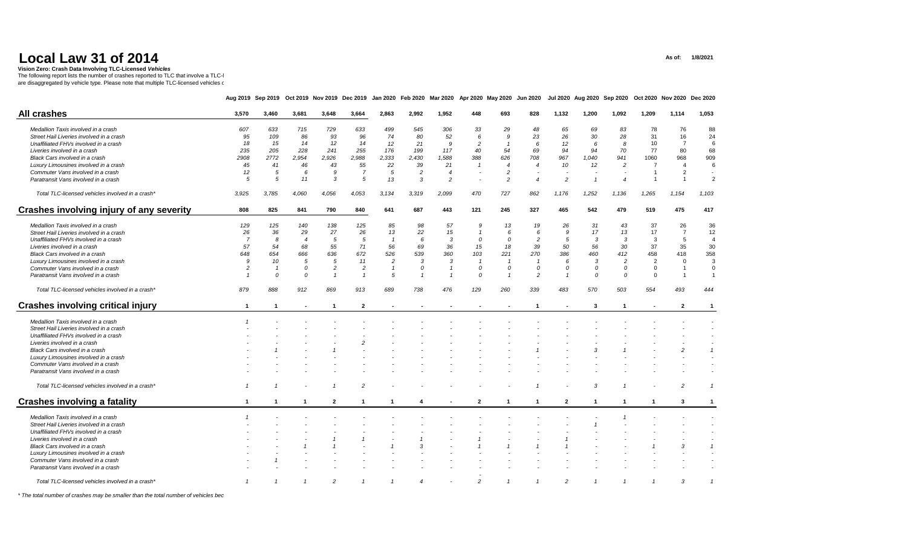# Local Law 31 of 2014

As of: 1/8/2021

**Vision Zero: Crash Data Involving TLC-Licensed *Vehicles***

The following report lists the number of crashes reported to TLC that involve a TLC-l
are disaggregated by vehicle type. Please note that multiple TLC-licensed vehicles c

| | Aug 2019 | Sep 2019 | Oct 2019 | Nov 2019 | Dec 2019 | Jan 2020 | Feb 2020 | Mar 2020 | Apr 2020 | May 2020 | Jun 2020 | Jul 2020 | Aug 2020 | Sep 2020 | Oct 2020 | Nov 2020 | Dec 2020 |
|---|---|---|---|---|---|---|---|---|---|---|---|---|---|---|---|---|---|
| **All crashes** | **3,570** | **3,460** | **3,681** | **3,648** | **3,664** | **2,863** | **2,992** | **1,952** | **448** | **693** | **828** | **1,132** | **1,200** | **1,092** | **1,209** | **1,114** | **1,053** |
| *Medallion Taxis involved in a crash* | 607 | 633 | 715 | 729 | 633 | 499 | 545 | 306 | 33 | 29 | 48 | 65 | 69 | 83 | 78 | 76 | 88 |
| *Street Hail Liveries involved in a crash* | 95 | 109 | 86 | 93 | 96 | 74 | 80 | 52 | 6 | 9 | 23 | 26 | 30 | 28 | 31 | 16 | 24 |
| *Unaffiliated FHVs involved in a crash* | 18 | 15 | 14 | 12 | 14 | 12 | 21 | 9 | 2 | 1 | 6 | 12 | 6 | 8 | 10 | 7 | 6 |
| *Liveries involved in a crash* | 235 | 205 | 228 | 241 | 255 | 176 | 199 | 117 | 40 | 54 | 69 | 94 | 94 | 70 | 77 | 80 | 68 |
| *Black Cars involved in a crash* | 2908 | 2772 | 2,954 | 2,926 | 2,988 | 2,333 | 2,430 | 1,588 | 388 | 626 | 708 | 967 | 1,040 | 941 | 1060 | 968 | 909 |
| *Luxury Limousines involved in a crash* | 45 | 41 | 46 | 43 | 55 | 22 | 39 | 21 | 1 | 4 | 4 | 10 | 12 | 2 | 7 | 4 | 6 |
| *Commuter Vans involved in a crash* | 12 | 5 | 6 | 9 | 7 | 5 | 2 | 4 | - | 2 | - | - | - | - | 1 | 2 | - |
| *Paratransit Vans involved in a crash* | 5 | 5 | 11 | 3 | 5 | 13 | 3 | 2 | - | 2 | 4 | 2 | 1 | 4 | 1 | 1 | 2 |
| *Total TLC-licensed vehicles involved in a crash** | 3,925 | 3,785 | 4,060 | 4,056 | 4,053 | 3,134 | 3,319 | 2,099 | 470 | 727 | 862 | 1,176 | 1,252 | 1,136 | 1,265 | 1,154 | 1,103 |
| **Crashes involving injury of any severity** | **808** | **825** | **841** | **790** | **840** | **641** | **687** | **443** | **121** | **245** | **327** | **465** | **542** | **479** | **519** | **475** | **417** |
| *Medallion Taxis involved in a crash* | 129 | 125 | 140 | 138 | 125 | 85 | 98 | 57 | 9 | 13 | 19 | 26 | 31 | 43 | 37 | 26 | 36 |
| *Street Hail Liveries involved in a crash* | 26 | 36 | 29 | 27 | 26 | 13 | 22 | 15 | 1 | 6 | 6 | 9 | 17 | 13 | 17 | 7 | 12 |
| *Unaffiliated FHVs involved in a crash* | 7 | 8 | 4 | 5 | 5 | 1 | 6 | 3 | 0 | 0 | 2 | 5 | 3 | 3 | 3 | 5 | 4 |
| *Liveries involved in a crash* | 57 | 54 | 68 | 55 | 71 | 56 | 69 | 36 | 15 | 18 | 39 | 50 | 56 | 30 | 37 | 35 | 30 |
| *Black Cars involved in a crash* | 648 | 654 | 666 | 636 | 672 | 526 | 539 | 360 | 103 | 221 | 270 | 386 | 460 | 412 | 458 | 418 | 358 |
| *Luxury Limousines involved in a crash* | 9 | 10 | 5 | 5 | 11 | 2 | 3 | 3 | 1 | 1 | 1 | 6 | 3 | 2 | 2 | 0 | 3 |
| *Commuter Vans involved in a crash* | 2 | 1 | 0 | 2 | 2 | 1 | 0 | 1 | 0 | 0 | 0 | 0 | 0 | 0 | 0 | 1 | 0 |
| *Paratransit Vans involved in a crash* | 1 | 0 | 0 | 1 | 1 | 5 | 1 | 1 | 0 | 1 | 2 | 1 | 0 | 0 | 0 | 1 | 1 |
| *Total TLC-licensed vehicles involved in a crash** | 879 | 888 | 912 | 869 | 913 | 689 | 738 | 476 | 129 | 260 | 339 | 483 | 570 | 503 | 554 | 493 | 444 |
| **Crashes involving critical injury** | **1** | **1** | **-** | **1** | **2** | **-** | **-** | **-** | **-** | **-** | **1** | **-** | **3** | **1** | **-** | **2** | **1** |
| *Medallion Taxis involved in a crash* | 1 | - | - | - | - | - | - | - | - | - | - | - | - | - | - | - | - |
| *Street Hail Liveries involved in a crash* | - | - | - | - | - | - | - | - | - | - | - | - | - | - | - | - | - |
| *Unaffiliated FHVs involved in a crash* | - | - | - | - | - | - | - | - | - | - | - | - | - | - | - | - | - |
| *Liveries involved in a crash* | - | - | - | - | 2 | - | - | - | - | - | - | - | - | - | - | - | - |
| *Black Cars involved in a crash* | - | 1 | - | 1 | - | - | - | - | - | - | 1 | - | 3 | 1 | - | 2 | 1 |
| *Luxury Limousines involved in a crash* | - | - | - | - | - | - | - | - | - | - | - | - | - | - | - | - | - |
| *Commuter Vans involved in a crash* | - | - | - | - | - | - | - | - | - | - | - | - | - | - | - | - | - |
| *Paratransit Vans involved in a crash* | - | - | - | - | - | - | - | - | - | - | - | - | - | - | - | - | - |
| *Total TLC-licensed vehicles involved in a crash** | 1 | 1 | - | 1 | 2 | - | - | - | - | - | 1 | - | 3 | 1 | - | 2 | 1 |
| **Crashes involving a fatality** | **1** | **1** | **1** | **2** | **1** | **1** | **4** | **-** | **2** | **1** | **1** | **2** | **1** | **1** | **1** | **3** | **1** |
| *Medallion Taxis involved in a crash* | 1 | - | - | - | - | - | - | - | - | - | - | - | - | 1 | - | - | - |
| *Street Hail Liveries involved in a crash* | - | - | - | - | - | - | - | - | - | - | - | - | 1 | - | - | - | - |
| *Unaffiliated FHVs involved in a crash* | - | - | - | - | - | - | - | - | - | - | - | - | - | - | - | - | - |
| *Liveries involved in a crash* | - | - | - | 1 | 1 | - | 1 | - | 1 | - | - | 1 | - | - | - | - | - |
| *Black Cars involved in a crash* | - | - | 1 | 1 | - | 1 | 3 | - | 1 | 1 | 1 | 1 | - | - | 1 | 3 | 1 |
| *Luxury Limousines involved in a crash* | - | - | - | - | - | - | - | - | - | - | - | - | - | - | - | - | - |
| *Commuter Vans involved in a crash* | - | 1 | - | - | - | - | - | - | - | - | - | - | - | - | - | - | - |
| *Paratransit Vans involved in a crash* | - | - | - | - | - | - | - | - | - | - | - | - | - | - | - | - | - |
| *Total TLC-licensed vehicles involved in a crash** | 1 | 1 | 1 | 2 | 1 | 1 | 4 | - | 2 | 1 | 1 | 2 | 1 | 1 | 1 | 3 | 1 |

*\* The total number of crashes may be smaller than the total number of vehicles bec*